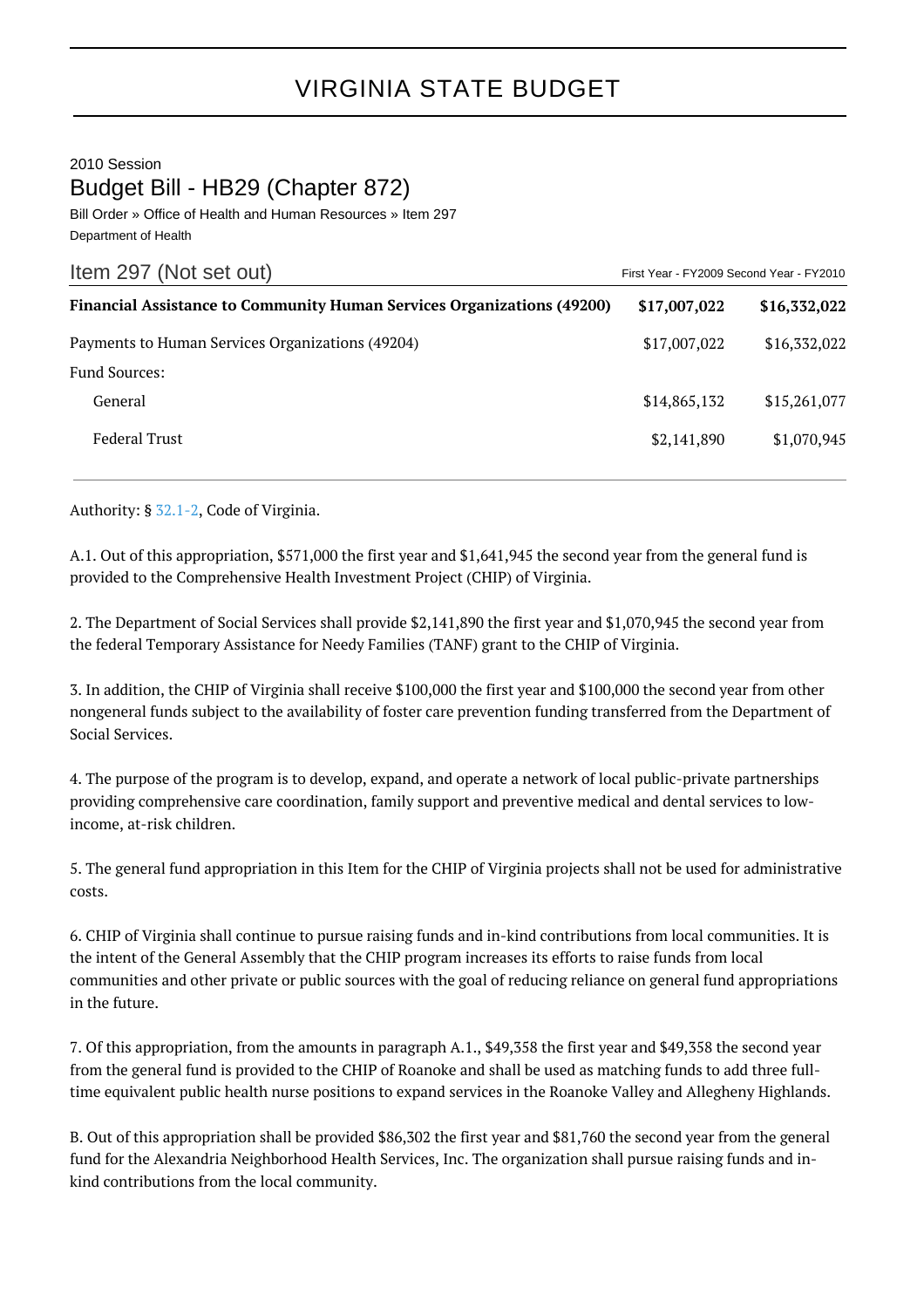# VIRGINIA STATE BUDGET

2010 Session

## Budget Bill - HB29 (Chapter 872)

Bill Order » Office of Health and Human Resources » Item 297

Department of Health

| Item 297 (Not set out) | First Year - FY2009 | Second Year - FY2010 |
|---|---|---|
| **Financial Assistance to Community Human Services Organizations (49200)** | **$17,007,022** | **$16,332,022** |
| Payments to Human Services Organizations (49204) | $17,007,022 | $16,332,022 |
| Fund Sources: | | |
| General | $14,865,132 | $15,261,077 |
| Federal Trust | $2,141,890 | $1,070,945 |

Authority: § 32.1-2, Code of Virginia.

A.1. Out of this appropriation, $571,000 the first year and $1,641,945 the second year from the general fund is provided to the Comprehensive Health Investment Project (CHIP) of Virginia.

2. The Department of Social Services shall provide $2,141,890 the first year and $1,070,945 the second year from the federal Temporary Assistance for Needy Families (TANF) grant to the CHIP of Virginia.

3. In addition, the CHIP of Virginia shall receive $100,000 the first year and $100,000 the second year from other nongeneral funds subject to the availability of foster care prevention funding transferred from the Department of Social Services.

4. The purpose of the program is to develop, expand, and operate a network of local public-private partnerships providing comprehensive care coordination, family support and preventive medical and dental services to low-income, at-risk children.

5. The general fund appropriation in this Item for the CHIP of Virginia projects shall not be used for administrative costs.

6. CHIP of Virginia shall continue to pursue raising funds and in-kind contributions from local communities. It is the intent of the General Assembly that the CHIP program increases its efforts to raise funds from local communities and other private or public sources with the goal of reducing reliance on general fund appropriations in the future.

7. Of this appropriation, from the amounts in paragraph A.1., $49,358 the first year and $49,358 the second year from the general fund is provided to the CHIP of Roanoke and shall be used as matching funds to add three full-time equivalent public health nurse positions to expand services in the Roanoke Valley and Allegheny Highlands.

B. Out of this appropriation shall be provided $86,302 the first year and $81,760 the second year from the general fund for the Alexandria Neighborhood Health Services, Inc. The organization shall pursue raising funds and in-kind contributions from the local community.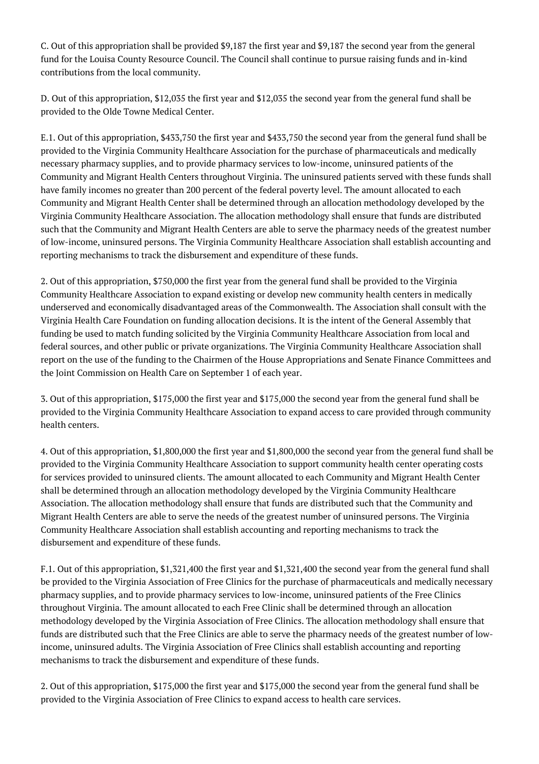C. Out of this appropriation shall be provided $9,187 the first year and $9,187 the second year from the general fund for the Louisa County Resource Council. The Council shall continue to pursue raising funds and in-kind contributions from the local community.

D. Out of this appropriation, $12,035 the first year and $12,035 the second year from the general fund shall be provided to the Olde Towne Medical Center.

E.1. Out of this appropriation, $433,750 the first year and $433,750 the second year from the general fund shall be provided to the Virginia Community Healthcare Association for the purchase of pharmaceuticals and medically necessary pharmacy supplies, and to provide pharmacy services to low-income, uninsured patients of the Community and Migrant Health Centers throughout Virginia. The uninsured patients served with these funds shall have family incomes no greater than 200 percent of the federal poverty level. The amount allocated to each Community and Migrant Health Center shall be determined through an allocation methodology developed by the Virginia Community Healthcare Association. The allocation methodology shall ensure that funds are distributed such that the Community and Migrant Health Centers are able to serve the pharmacy needs of the greatest number of low-income, uninsured persons. The Virginia Community Healthcare Association shall establish accounting and reporting mechanisms to track the disbursement and expenditure of these funds.

2. Out of this appropriation, $750,000 the first year from the general fund shall be provided to the Virginia Community Healthcare Association to expand existing or develop new community health centers in medically underserved and economically disadvantaged areas of the Commonwealth. The Association shall consult with the Virginia Health Care Foundation on funding allocation decisions. It is the intent of the General Assembly that funding be used to match funding solicited by the Virginia Community Healthcare Association from local and federal sources, and other public or private organizations. The Virginia Community Healthcare Association shall report on the use of the funding to the Chairmen of the House Appropriations and Senate Finance Committees and the Joint Commission on Health Care on September 1 of each year.

3. Out of this appropriation, $175,000 the first year and $175,000 the second year from the general fund shall be provided to the Virginia Community Healthcare Association to expand access to care provided through community health centers.

4. Out of this appropriation, $1,800,000 the first year and $1,800,000 the second year from the general fund shall be provided to the Virginia Community Healthcare Association to support community health center operating costs for services provided to uninsured clients. The amount allocated to each Community and Migrant Health Center shall be determined through an allocation methodology developed by the Virginia Community Healthcare Association. The allocation methodology shall ensure that funds are distributed such that the Community and Migrant Health Centers are able to serve the needs of the greatest number of uninsured persons. The Virginia Community Healthcare Association shall establish accounting and reporting mechanisms to track the disbursement and expenditure of these funds.

F.1. Out of this appropriation, $1,321,400 the first year and $1,321,400 the second year from the general fund shall be provided to the Virginia Association of Free Clinics for the purchase of pharmaceuticals and medically necessary pharmacy supplies, and to provide pharmacy services to low-income, uninsured patients of the Free Clinics throughout Virginia. The amount allocated to each Free Clinic shall be determined through an allocation methodology developed by the Virginia Association of Free Clinics. The allocation methodology shall ensure that funds are distributed such that the Free Clinics are able to serve the pharmacy needs of the greatest number of low-income, uninsured adults. The Virginia Association of Free Clinics shall establish accounting and reporting mechanisms to track the disbursement and expenditure of these funds.

2. Out of this appropriation, $175,000 the first year and $175,000 the second year from the general fund shall be provided to the Virginia Association of Free Clinics to expand access to health care services.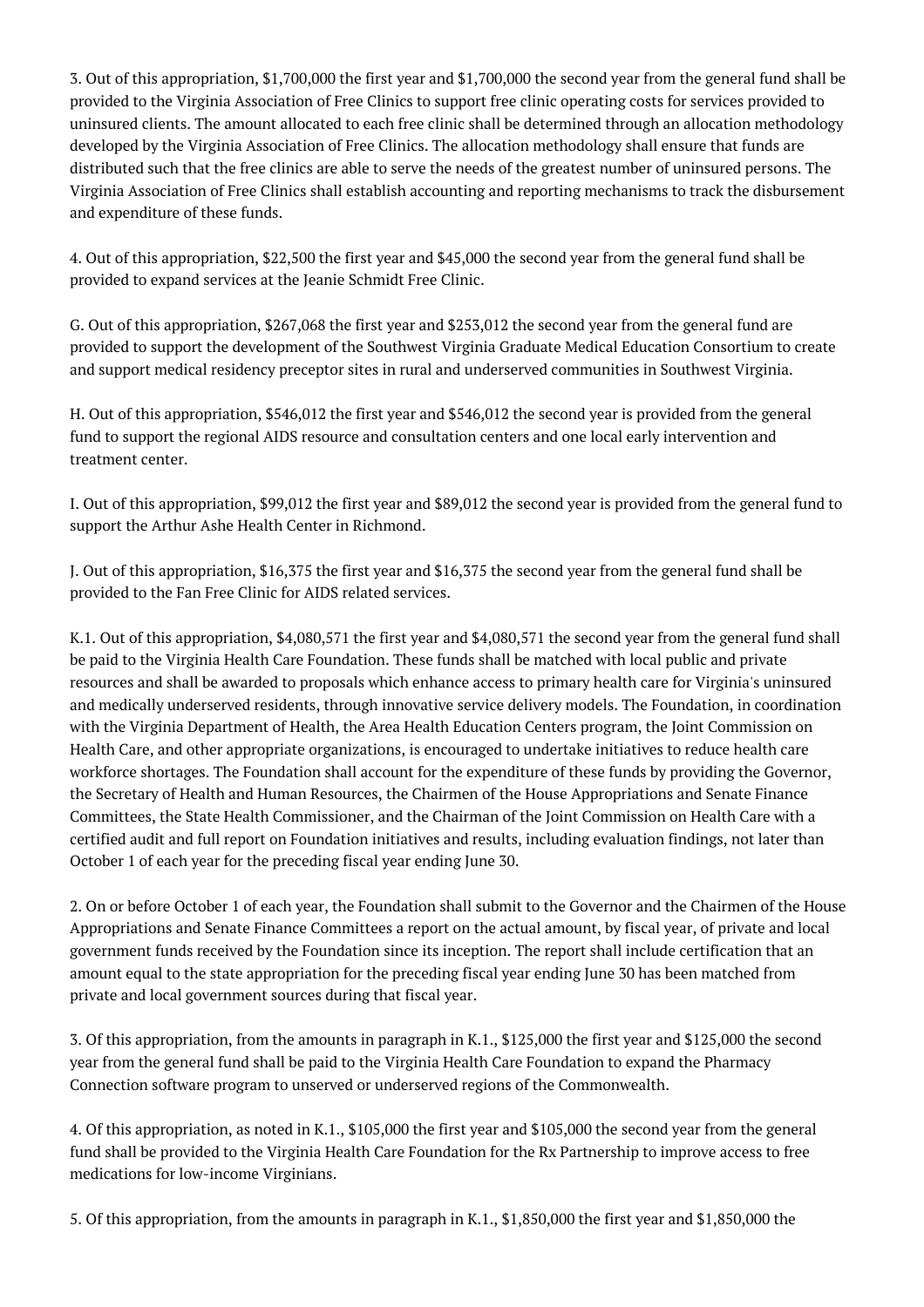3. Out of this appropriation, $1,700,000 the first year and $1,700,000 the second year from the general fund shall be provided to the Virginia Association of Free Clinics to support free clinic operating costs for services provided to uninsured clients. The amount allocated to each free clinic shall be determined through an allocation methodology developed by the Virginia Association of Free Clinics. The allocation methodology shall ensure that funds are distributed such that the free clinics are able to serve the needs of the greatest number of uninsured persons. The Virginia Association of Free Clinics shall establish accounting and reporting mechanisms to track the disbursement and expenditure of these funds.

4. Out of this appropriation, $22,500 the first year and $45,000 the second year from the general fund shall be provided to expand services at the Jeanie Schmidt Free Clinic.

G. Out of this appropriation, $267,068 the first year and $253,012 the second year from the general fund are provided to support the development of the Southwest Virginia Graduate Medical Education Consortium to create and support medical residency preceptor sites in rural and underserved communities in Southwest Virginia.

H. Out of this appropriation, $546,012 the first year and $546,012 the second year is provided from the general fund to support the regional AIDS resource and consultation centers and one local early intervention and treatment center.

I. Out of this appropriation, $99,012 the first year and $89,012 the second year is provided from the general fund to support the Arthur Ashe Health Center in Richmond.

J. Out of this appropriation, $16,375 the first year and $16,375 the second year from the general fund shall be provided to the Fan Free Clinic for AIDS related services.

K.1. Out of this appropriation, $4,080,571 the first year and $4,080,571 the second year from the general fund shall be paid to the Virginia Health Care Foundation. These funds shall be matched with local public and private resources and shall be awarded to proposals which enhance access to primary health care for Virginia's uninsured and medically underserved residents, through innovative service delivery models. The Foundation, in coordination with the Virginia Department of Health, the Area Health Education Centers program, the Joint Commission on Health Care, and other appropriate organizations, is encouraged to undertake initiatives to reduce health care workforce shortages. The Foundation shall account for the expenditure of these funds by providing the Governor, the Secretary of Health and Human Resources, the Chairmen of the House Appropriations and Senate Finance Committees, the State Health Commissioner, and the Chairman of the Joint Commission on Health Care with a certified audit and full report on Foundation initiatives and results, including evaluation findings, not later than October 1 of each year for the preceding fiscal year ending June 30.

2. On or before October 1 of each year, the Foundation shall submit to the Governor and the Chairmen of the House Appropriations and Senate Finance Committees a report on the actual amount, by fiscal year, of private and local government funds received by the Foundation since its inception. The report shall include certification that an amount equal to the state appropriation for the preceding fiscal year ending June 30 has been matched from private and local government sources during that fiscal year.

3. Of this appropriation, from the amounts in paragraph in K.1., $125,000 the first year and $125,000 the second year from the general fund shall be paid to the Virginia Health Care Foundation to expand the Pharmacy Connection software program to unserved or underserved regions of the Commonwealth.

4. Of this appropriation, as noted in K.1., $105,000 the first year and $105,000 the second year from the general fund shall be provided to the Virginia Health Care Foundation for the Rx Partnership to improve access to free medications for low-income Virginians.

5. Of this appropriation, from the amounts in paragraph in K.1., $1,850,000 the first year and $1,850,000 the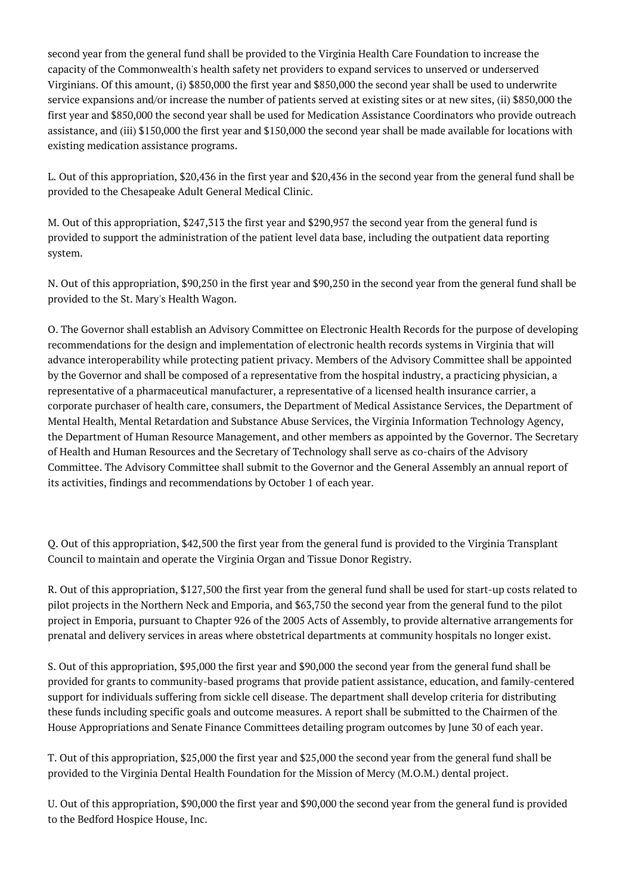second year from the general fund shall be provided to the Virginia Health Care Foundation to increase the capacity of the Commonwealth's health safety net providers to expand services to unserved or underserved Virginians. Of this amount, (i) $850,000 the first year and $850,000 the second year shall be used to underwrite service expansions and/or increase the number of patients served at existing sites or at new sites, (ii) $850,000 the first year and $850,000 the second year shall be used for Medication Assistance Coordinators who provide outreach assistance, and (iii) $150,000 the first year and $150,000 the second year shall be made available for locations with existing medication assistance programs.

L. Out of this appropriation, $20,436 in the first year and $20,436 in the second year from the general fund shall be provided to the Chesapeake Adult General Medical Clinic.

M. Out of this appropriation, $247,313 the first year and $290,957 the second year from the general fund is provided to support the administration of the patient level data base, including the outpatient data reporting system.

N. Out of this appropriation, $90,250 in the first year and $90,250 in the second year from the general fund shall be provided to the St. Mary's Health Wagon.

O. The Governor shall establish an Advisory Committee on Electronic Health Records for the purpose of developing recommendations for the design and implementation of electronic health records systems in Virginia that will advance interoperability while protecting patient privacy. Members of the Advisory Committee shall be appointed by the Governor and shall be composed of a representative from the hospital industry, a practicing physician, a representative of a pharmaceutical manufacturer, a representative of a licensed health insurance carrier, a corporate purchaser of health care, consumers, the Department of Medical Assistance Services, the Department of Mental Health, Mental Retardation and Substance Abuse Services, the Virginia Information Technology Agency, the Department of Human Resource Management, and other members as appointed by the Governor. The Secretary of Health and Human Resources and the Secretary of Technology shall serve as co-chairs of the Advisory Committee. The Advisory Committee shall submit to the Governor and the General Assembly an annual report of its activities, findings and recommendations by October 1 of each year.

Q. Out of this appropriation, $42,500 the first year from the general fund is provided to the Virginia Transplant Council to maintain and operate the Virginia Organ and Tissue Donor Registry.

R. Out of this appropriation, $127,500 the first year from the general fund shall be used for start-up costs related to pilot projects in the Northern Neck and Emporia, and $63,750 the second year from the general fund to the pilot project in Emporia, pursuant to Chapter 926 of the 2005 Acts of Assembly, to provide alternative arrangements for prenatal and delivery services in areas where obstetrical departments at community hospitals no longer exist.

S. Out of this appropriation, $95,000 the first year and $90,000 the second year from the general fund shall be provided for grants to community-based programs that provide patient assistance, education, and family-centered support for individuals suffering from sickle cell disease. The department shall develop criteria for distributing these funds including specific goals and outcome measures. A report shall be submitted to the Chairmen of the House Appropriations and Senate Finance Committees detailing program outcomes by June 30 of each year.

T. Out of this appropriation, $25,000 the first year and $25,000 the second year from the general fund shall be provided to the Virginia Dental Health Foundation for the Mission of Mercy (M.O.M.) dental project.

U. Out of this appropriation, $90,000 the first year and $90,000 the second year from the general fund is provided to the Bedford Hospice House, Inc.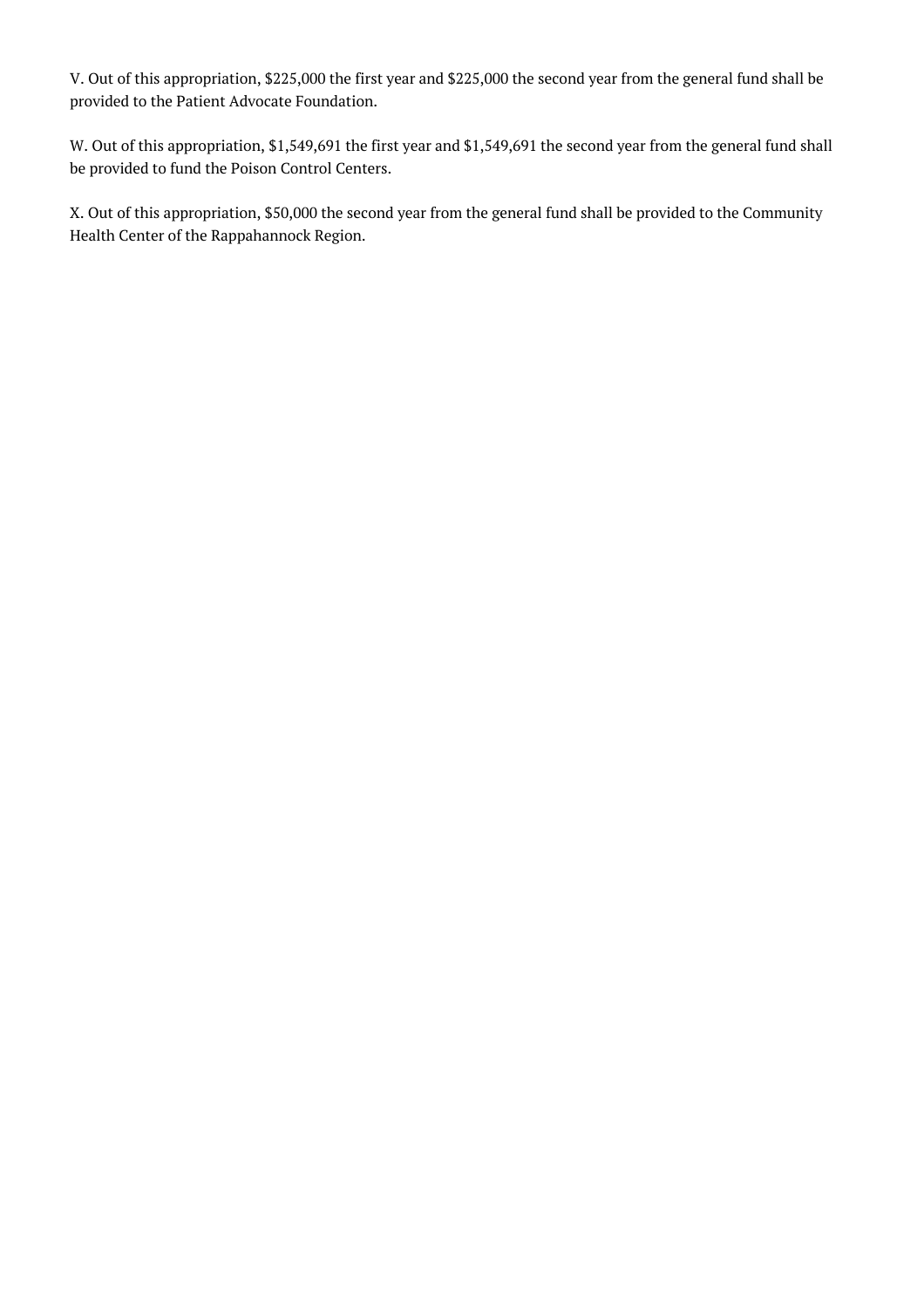V. Out of this appropriation, $225,000 the first year and $225,000 the second year from the general fund shall be provided to the Patient Advocate Foundation.

W. Out of this appropriation, $1,549,691 the first year and $1,549,691 the second year from the general fund shall be provided to fund the Poison Control Centers.

X. Out of this appropriation, $50,000 the second year from the general fund shall be provided to the Community Health Center of the Rappahannock Region.